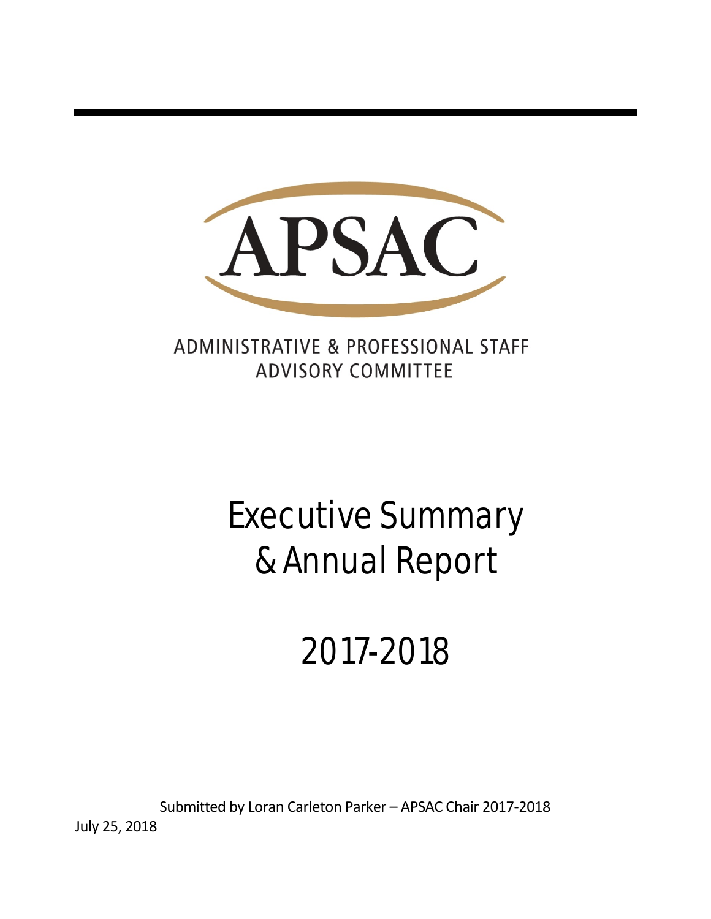# APSAC

ADMINISTRATIVE & PROFESSIONAL STAFF ADVISORY COMMITTEE

# Executive Summary & Annual Report

# 2017-2018

Submitted by Loran Carleton Parker – APSAC Chair 2017-2018

July 25, 2018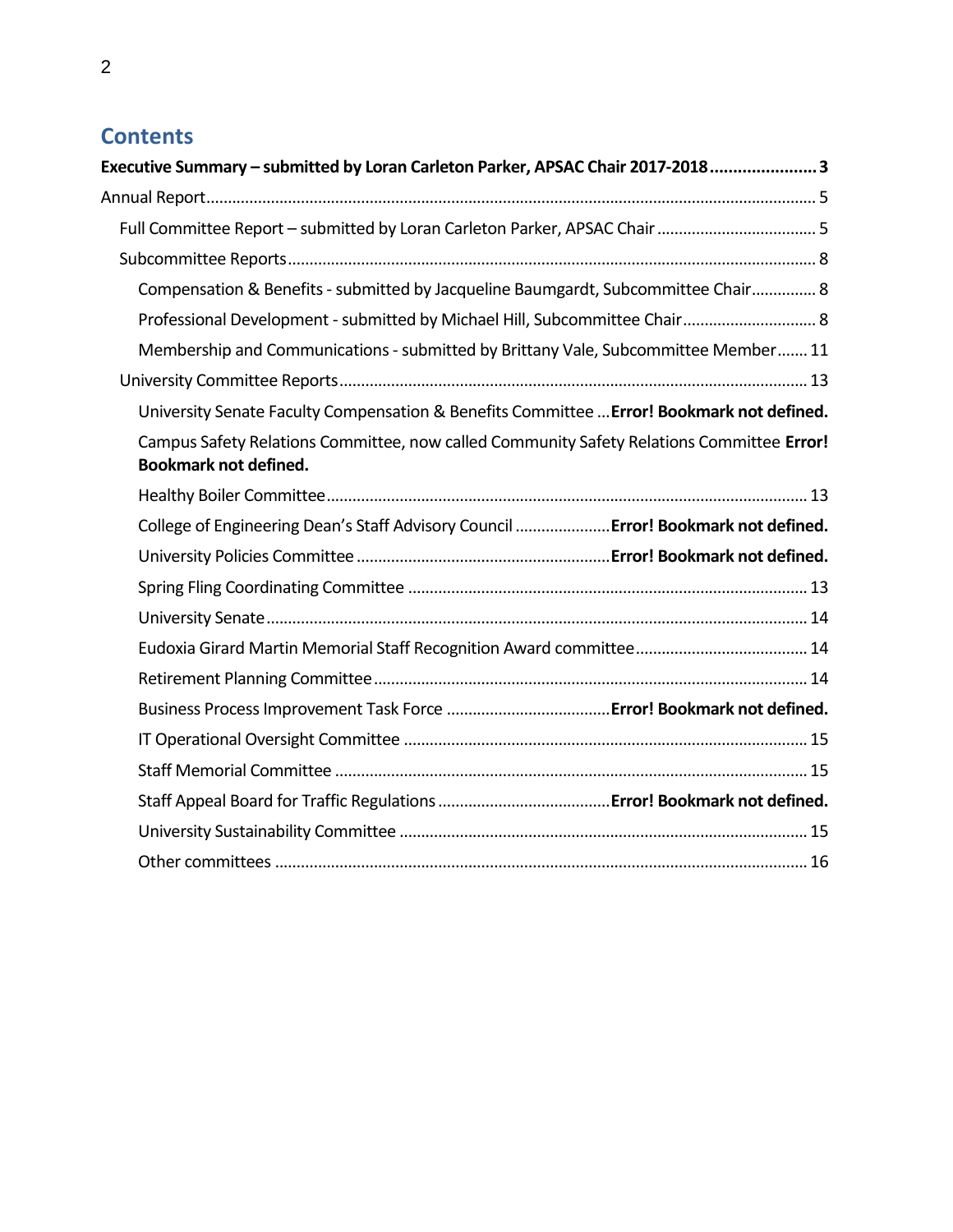# Contents

**Executive Summary – submitted by Loran Carleton Parker, APSAC Chair 2017-2018 ....................... 3**

Annual Report ........................................................................................................................................ 5

- Full Committee Report – submitted by Loran Carleton Parker, APSAC Chair .................................... 5
- Subcommittee Reports ......................................................................................................................... 8
  - Compensation & Benefits - submitted by Jacqueline Baumgardt, Subcommittee Chair ............... 8
  - Professional Development - submitted by Michael Hill, Subcommittee Chair .............................. 8
  - Membership and Communications - submitted by Brittany Vale, Subcommittee Member ....... 11
- University Committee Reports .......................................................................................................... 13
  - University Senate Faculty Compensation & Benefits Committee ... **Error! Bookmark not defined.**
  - Campus Safety Relations Committee, now called Community Safety Relations Committee **Error! Bookmark not defined.**
  - Healthy Boiler Committee ............................................................................................................. 13
  - College of Engineering Dean's Staff Advisory Council ...................... **Error! Bookmark not defined.**
  - University Policies Committee .......................................................... **Error! Bookmark not defined.**
  - Spring Fling Coordinating Committee ........................................................................................... 13
  - University Senate ........................................................................................................................... 14
  - Eudoxia Girard Martin Memorial Staff Recognition Award committee ........................................ 14
  - Retirement Planning Committee ................................................................................................... 14
  - Business Process Improvement Task Force ...................................... **Error! Bookmark not defined.**
  - IT Operational Oversight Committee ............................................................................................ 15
  - Staff Memorial Committee ............................................................................................................ 15
  - Staff Appeal Board for Traffic Regulations ........................................ **Error! Bookmark not defined.**
  - University Sustainability Committee ............................................................................................. 15
  - Other committees .......................................................................................................................... 16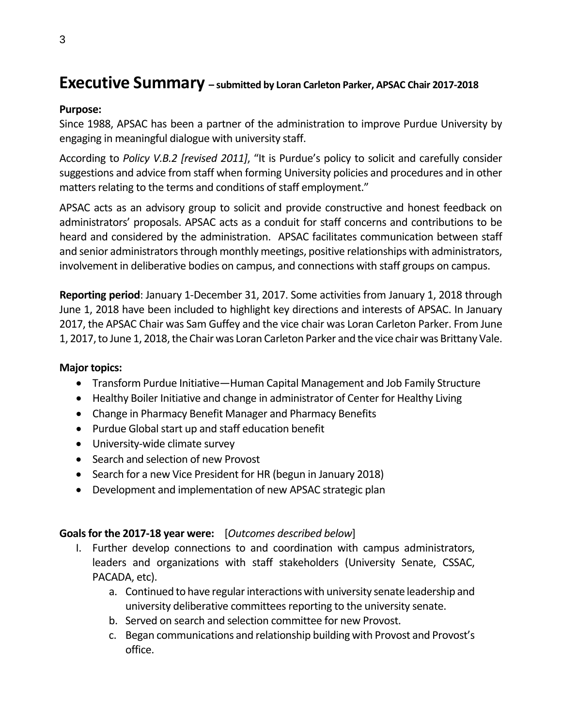# Executive Summary – submitted by Loran Carleton Parker, APSAC Chair 2017-2018

**Purpose:**

Since 1988, APSAC has been a partner of the administration to improve Purdue University by engaging in meaningful dialogue with university staff.

According to *Policy V.B.2 [revised 2011]*, "It is Purdue's policy to solicit and carefully consider suggestions and advice from staff when forming University policies and procedures and in other matters relating to the terms and conditions of staff employment."

APSAC acts as an advisory group to solicit and provide constructive and honest feedback on administrators' proposals. APSAC acts as a conduit for staff concerns and contributions to be heard and considered by the administration. APSAC facilitates communication between staff and senior administrators through monthly meetings, positive relationships with administrators, involvement in deliberative bodies on campus, and connections with staff groups on campus.

**Reporting period**: January 1-December 31, 2017. Some activities from January 1, 2018 through June 1, 2018 have been included to highlight key directions and interests of APSAC. In January 2017, the APSAC Chair was Sam Guffey and the vice chair was Loran Carleton Parker. From June 1, 2017, to June 1, 2018, the Chair was Loran Carleton Parker and the vice chair was Brittany Vale.

**Major topics:**

- Transform Purdue Initiative—Human Capital Management and Job Family Structure
- Healthy Boiler Initiative and change in administrator of Center for Healthy Living
- Change in Pharmacy Benefit Manager and Pharmacy Benefits
- Purdue Global start up and staff education benefit
- University-wide climate survey
- Search and selection of new Provost
- Search for a new Vice President for HR (begun in January 2018)
- Development and implementation of new APSAC strategic plan

**Goals for the 2017-18 year were:** [*Outcomes described below*]

I. Further develop connections to and coordination with campus administrators, leaders and organizations with staff stakeholders (University Senate, CSSAC, PACADA, etc).
   a. Continued to have regular interactions with university senate leadership and university deliberative committees reporting to the university senate.
   b. Served on search and selection committee for new Provost.
   c. Began communications and relationship building with Provost and Provost's office.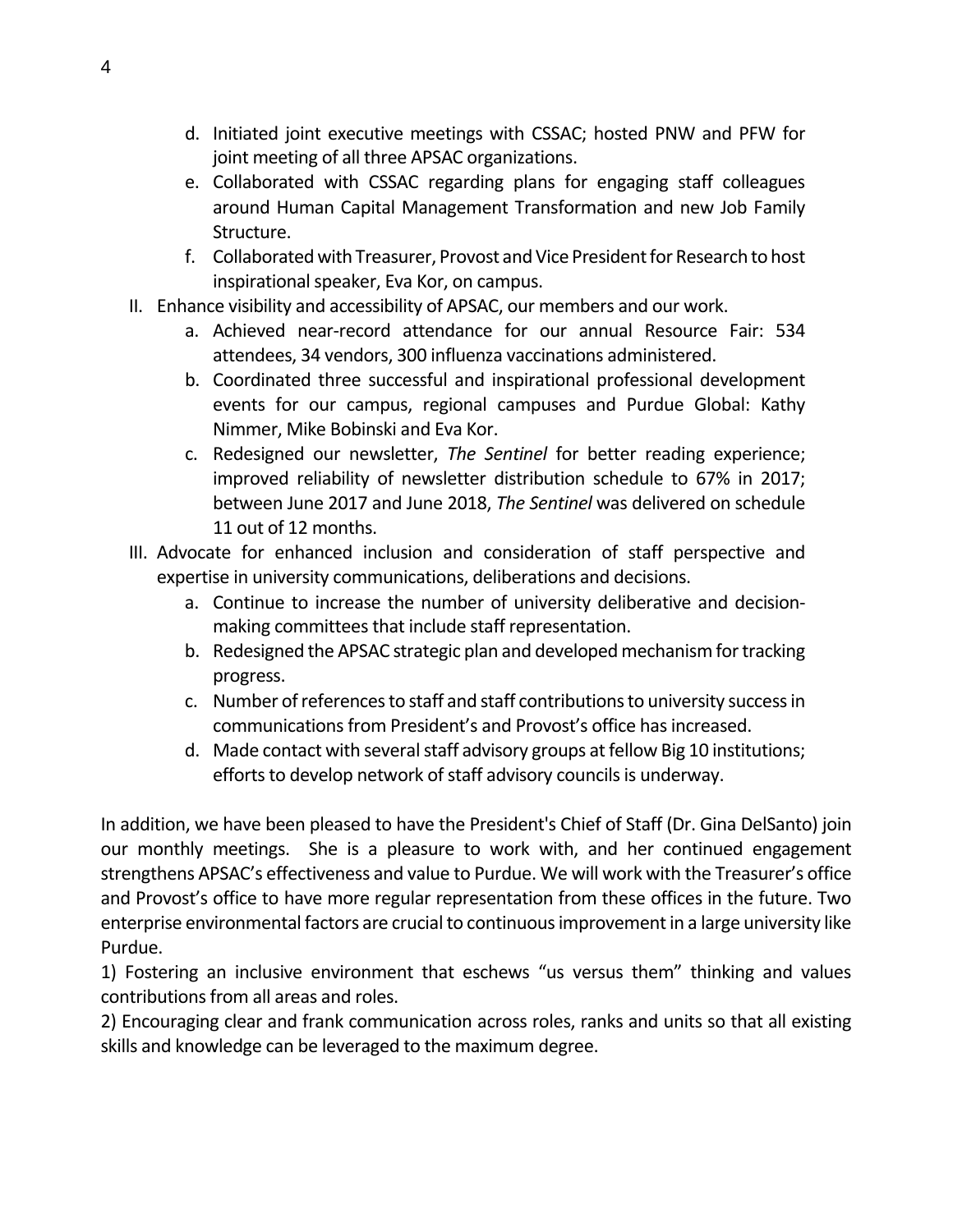d. Initiated joint executive meetings with CSSAC; hosted PNW and PFW for joint meeting of all three APSAC organizations.
   e. Collaborated with CSSAC regarding plans for engaging staff colleagues around Human Capital Management Transformation and new Job Family Structure.
   f. Collaborated with Treasurer, Provost and Vice President for Research to host inspirational speaker, Eva Kor, on campus.

II. Enhance visibility and accessibility of APSAC, our members and our work.
   a. Achieved near-record attendance for our annual Resource Fair: 534 attendees, 34 vendors, 300 influenza vaccinations administered.
   b. Coordinated three successful and inspirational professional development events for our campus, regional campuses and Purdue Global: Kathy Nimmer, Mike Bobinski and Eva Kor.
   c. Redesigned our newsletter, *The Sentinel* for better reading experience; improved reliability of newsletter distribution schedule to 67% in 2017; between June 2017 and June 2018, *The Sentinel* was delivered on schedule 11 out of 12 months.

III. Advocate for enhanced inclusion and consideration of staff perspective and expertise in university communications, deliberations and decisions.
   a. Continue to increase the number of university deliberative and decision-making committees that include staff representation.
   b. Redesigned the APSAC strategic plan and developed mechanism for tracking progress.
   c. Number of references to staff and staff contributions to university success in communications from President's and Provost's office has increased.
   d. Made contact with several staff advisory groups at fellow Big 10 institutions; efforts to develop network of staff advisory councils is underway.

In addition, we have been pleased to have the President's Chief of Staff (Dr. Gina DelSanto) join our monthly meetings. She is a pleasure to work with, and her continued engagement strengthens APSAC's effectiveness and value to Purdue. We will work with the Treasurer's office and Provost's office to have more regular representation from these offices in the future. Two enterprise environmental factors are crucial to continuous improvement in a large university like Purdue.

1) Fostering an inclusive environment that eschews "us versus them" thinking and values contributions from all areas and roles.

2) Encouraging clear and frank communication across roles, ranks and units so that all existing skills and knowledge can be leveraged to the maximum degree.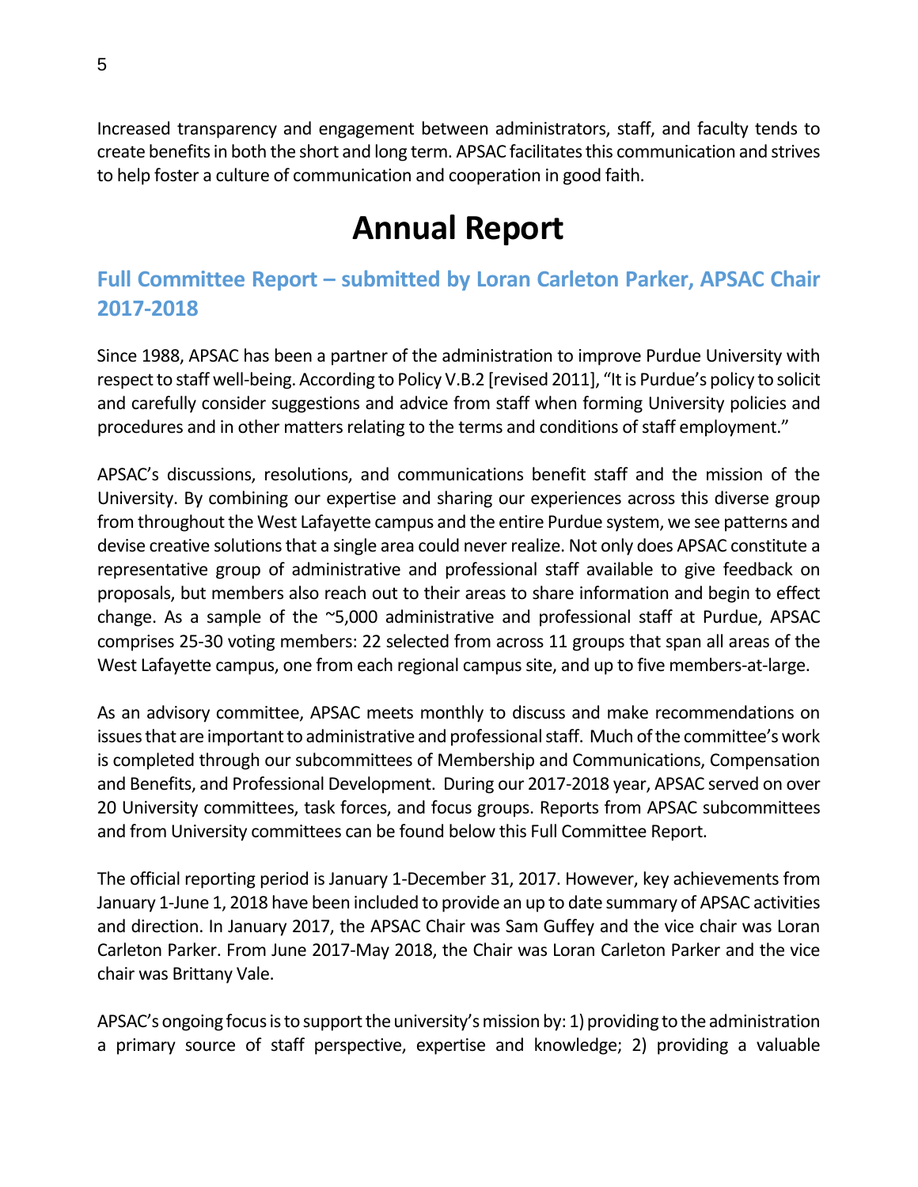Increased transparency and engagement between administrators, staff, and faculty tends to create benefits in both the short and long term. APSAC facilitates this communication and strives to help foster a culture of communication and cooperation in good faith.

# Annual Report

## Full Committee Report – submitted by Loran Carleton Parker, APSAC Chair 2017-2018

Since 1988, APSAC has been a partner of the administration to improve Purdue University with respect to staff well-being. According to Policy V.B.2 [revised 2011], "It is Purdue's policy to solicit and carefully consider suggestions and advice from staff when forming University policies and procedures and in other matters relating to the terms and conditions of staff employment."

APSAC's discussions, resolutions, and communications benefit staff and the mission of the University. By combining our expertise and sharing our experiences across this diverse group from throughout the West Lafayette campus and the entire Purdue system, we see patterns and devise creative solutions that a single area could never realize. Not only does APSAC constitute a representative group of administrative and professional staff available to give feedback on proposals, but members also reach out to their areas to share information and begin to effect change. As a sample of the ~5,000 administrative and professional staff at Purdue, APSAC comprises 25-30 voting members: 22 selected from across 11 groups that span all areas of the West Lafayette campus, one from each regional campus site, and up to five members-at-large.

As an advisory committee, APSAC meets monthly to discuss and make recommendations on issues that are important to administrative and professional staff. Much of the committee's work is completed through our subcommittees of Membership and Communications, Compensation and Benefits, and Professional Development. During our 2017-2018 year, APSAC served on over 20 University committees, task forces, and focus groups. Reports from APSAC subcommittees and from University committees can be found below this Full Committee Report.

The official reporting period is January 1-December 31, 2017. However, key achievements from January 1-June 1, 2018 have been included to provide an up to date summary of APSAC activities and direction. In January 2017, the APSAC Chair was Sam Guffey and the vice chair was Loran Carleton Parker. From June 2017-May 2018, the Chair was Loran Carleton Parker and the vice chair was Brittany Vale.

APSAC's ongoing focus is to support the university's mission by: 1) providing to the administration a primary source of staff perspective, expertise and knowledge; 2) providing a valuable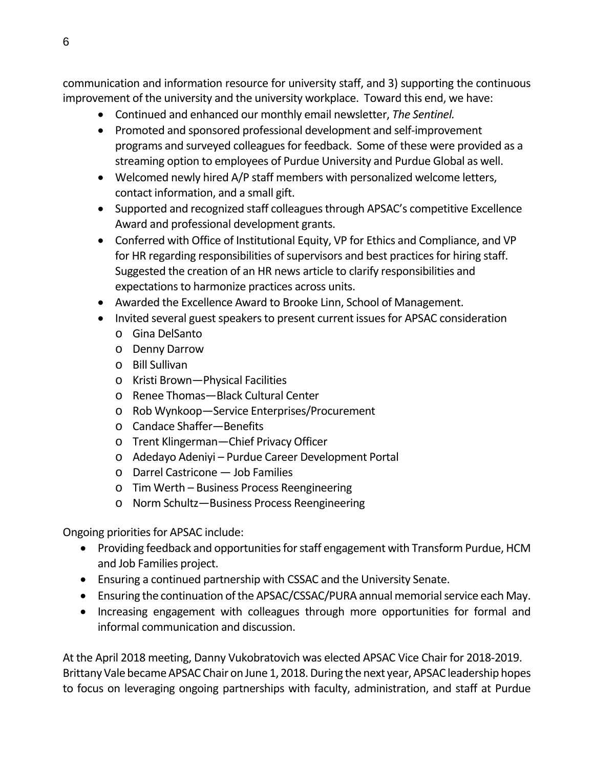communication and information resource for university staff, and 3) supporting the continuous improvement of the university and the university workplace. Toward this end, we have:

- Continued and enhanced our monthly email newsletter, *The Sentinel.*
- Promoted and sponsored professional development and self-improvement programs and surveyed colleagues for feedback. Some of these were provided as a streaming option to employees of Purdue University and Purdue Global as well.
- Welcomed newly hired A/P staff members with personalized welcome letters, contact information, and a small gift.
- Supported and recognized staff colleagues through APSAC's competitive Excellence Award and professional development grants.
- Conferred with Office of Institutional Equity, VP for Ethics and Compliance, and VP for HR regarding responsibilities of supervisors and best practices for hiring staff. Suggested the creation of an HR news article to clarify responsibilities and expectations to harmonize practices across units.
- Awarded the Excellence Award to Brooke Linn, School of Management.
- Invited several guest speakers to present current issues for APSAC consideration
  - Gina DelSanto
  - Denny Darrow
  - Bill Sullivan
  - Kristi Brown—Physical Facilities
  - Renee Thomas—Black Cultural Center
  - Rob Wynkoop—Service Enterprises/Procurement
  - Candace Shaffer—Benefits
  - Trent Klingerman—Chief Privacy Officer
  - Adedayo Adeniyi – Purdue Career Development Portal
  - Darrel Castricone — Job Families
  - Tim Werth – Business Process Reengineering
  - Norm Schultz—Business Process Reengineering

Ongoing priorities for APSAC include:

- Providing feedback and opportunities for staff engagement with Transform Purdue, HCM and Job Families project.
- Ensuring a continued partnership with CSSAC and the University Senate.
- Ensuring the continuation of the APSAC/CSSAC/PURA annual memorial service each May.
- Increasing engagement with colleagues through more opportunities for formal and informal communication and discussion.

At the April 2018 meeting, Danny Vukobratovich was elected APSAC Vice Chair for 2018-2019. Brittany Vale became APSAC Chair on June 1, 2018. During the next year, APSAC leadership hopes to focus on leveraging ongoing partnerships with faculty, administration, and staff at Purdue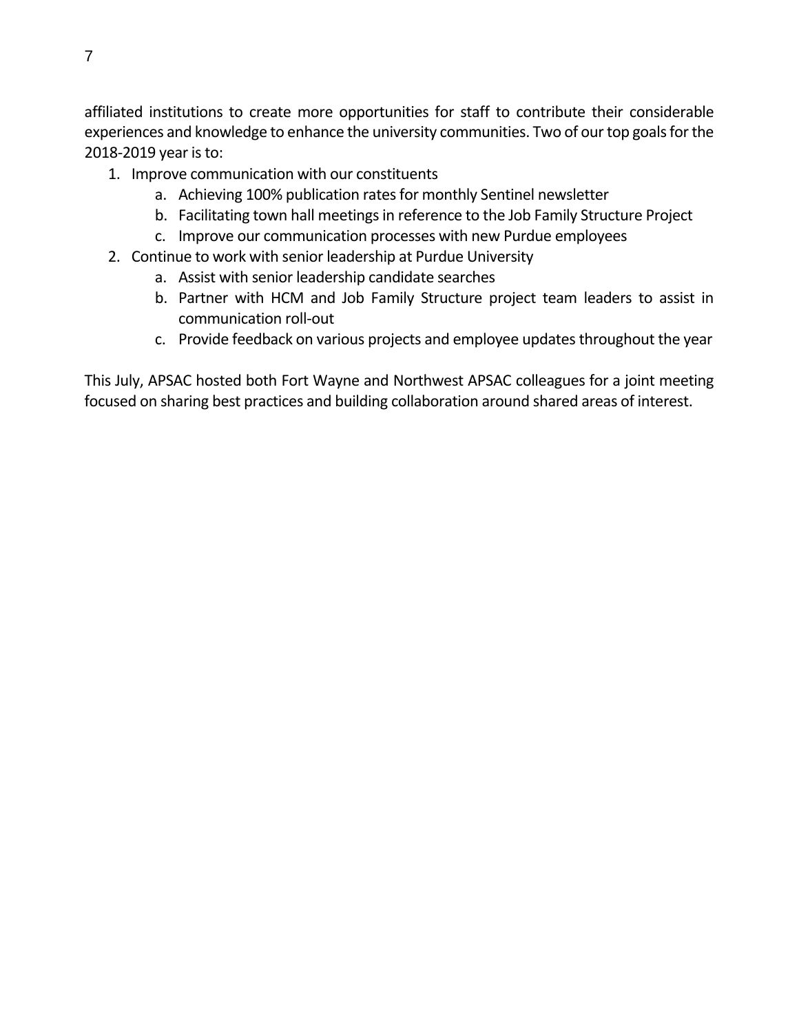affiliated institutions to create more opportunities for staff to contribute their considerable experiences and knowledge to enhance the university communities. Two of our top goals for the 2018-2019 year is to:

1. Improve communication with our constituents
    a. Achieving 100% publication rates for monthly Sentinel newsletter
    b. Facilitating town hall meetings in reference to the Job Family Structure Project
    c. Improve our communication processes with new Purdue employees
2. Continue to work with senior leadership at Purdue University
    a. Assist with senior leadership candidate searches
    b. Partner with HCM and Job Family Structure project team leaders to assist in communication roll-out
    c. Provide feedback on various projects and employee updates throughout the year

This July, APSAC hosted both Fort Wayne and Northwest APSAC colleagues for a joint meeting focused on sharing best practices and building collaboration around shared areas of interest.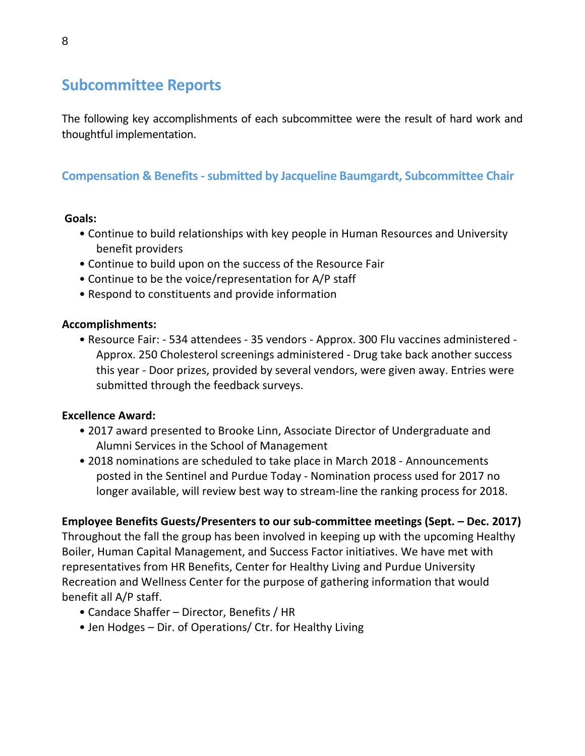## Subcommittee Reports

The following key accomplishments of each subcommittee were the result of hard work and thoughtful implementation.

### Compensation & Benefits - submitted by Jacqueline Baumgardt, Subcommittee Chair

**Goals:**

- Continue to build relationships with key people in Human Resources and University benefit providers
- Continue to build upon on the success of the Resource Fair
- Continue to be the voice/representation for A/P staff
- Respond to constituents and provide information

**Accomplishments:**

- Resource Fair: - 534 attendees - 35 vendors - Approx. 300 Flu vaccines administered - Approx. 250 Cholesterol screenings administered - Drug take back another success this year - Door prizes, provided by several vendors, were given away. Entries were submitted through the feedback surveys.

**Excellence Award:**

- 2017 award presented to Brooke Linn, Associate Director of Undergraduate and Alumni Services in the School of Management
- 2018 nominations are scheduled to take place in March 2018 - Announcements posted in the Sentinel and Purdue Today - Nomination process used for 2017 no longer available, will review best way to stream-line the ranking process for 2018.

**Employee Benefits Guests/Presenters to our sub-committee meetings (Sept. – Dec. 2017)**

Throughout the fall the group has been involved in keeping up with the upcoming Healthy Boiler, Human Capital Management, and Success Factor initiatives. We have met with representatives from HR Benefits, Center for Healthy Living and Purdue University Recreation and Wellness Center for the purpose of gathering information that would benefit all A/P staff.

- Candace Shaffer – Director, Benefits / HR
- Jen Hodges – Dir. of Operations/ Ctr. for Healthy Living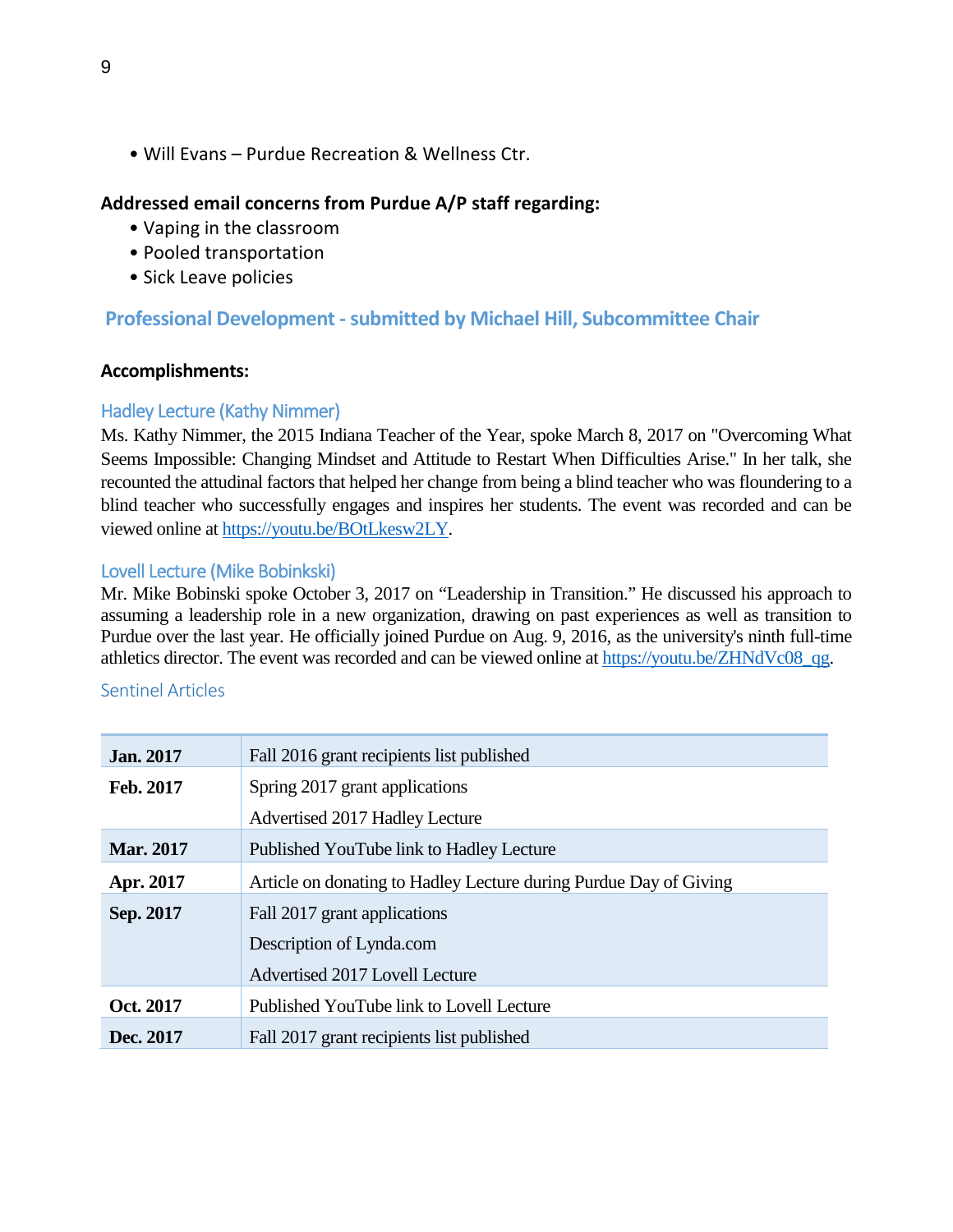- Will Evans – Purdue Recreation & Wellness Ctr.

**Addressed email concerns from Purdue A/P staff regarding:**

- Vaping in the classroom
- Pooled transportation
- Sick Leave policies

## Professional Development - submitted by Michael Hill, Subcommittee Chair

**Accomplishments:**

### Hadley Lecture (Kathy Nimmer)

Ms. Kathy Nimmer, the 2015 Indiana Teacher of the Year, spoke March 8, 2017 on "Overcoming What Seems Impossible: Changing Mindset and Attitude to Restart When Difficulties Arise." In her talk, she recounted the attudinal factors that helped her change from being a blind teacher who was floundering to a blind teacher who successfully engages and inspires her students. The event was recorded and can be viewed online at https://youtu.be/BOtLkesw2LY.

### Lovell Lecture (Mike Bobinkski)

Mr. Mike Bobinski spoke October 3, 2017 on "Leadership in Transition." He discussed his approach to assuming a leadership role in a new organization, drawing on past experiences as well as transition to Purdue over the last year. He officially joined Purdue on Aug. 9, 2016, as the university's ninth full-time athletics director. The event was recorded and can be viewed online at https://youtu.be/ZHNdVc08_qg.

### Sentinel Articles

| | |
|---|---|
| **Jan. 2017** | Fall 2016 grant recipients list published |
| **Feb. 2017** | Spring 2017 grant applications<br>Advertised 2017 Hadley Lecture |
| **Mar. 2017** | Published YouTube link to Hadley Lecture |
| **Apr. 2017** | Article on donating to Hadley Lecture during Purdue Day of Giving |
| **Sep. 2017** | Fall 2017 grant applications<br>Description of Lynda.com<br>Advertised 2017 Lovell Lecture |
| **Oct. 2017** | Published YouTube link to Lovell Lecture |
| **Dec. 2017** | Fall 2017 grant recipients list published |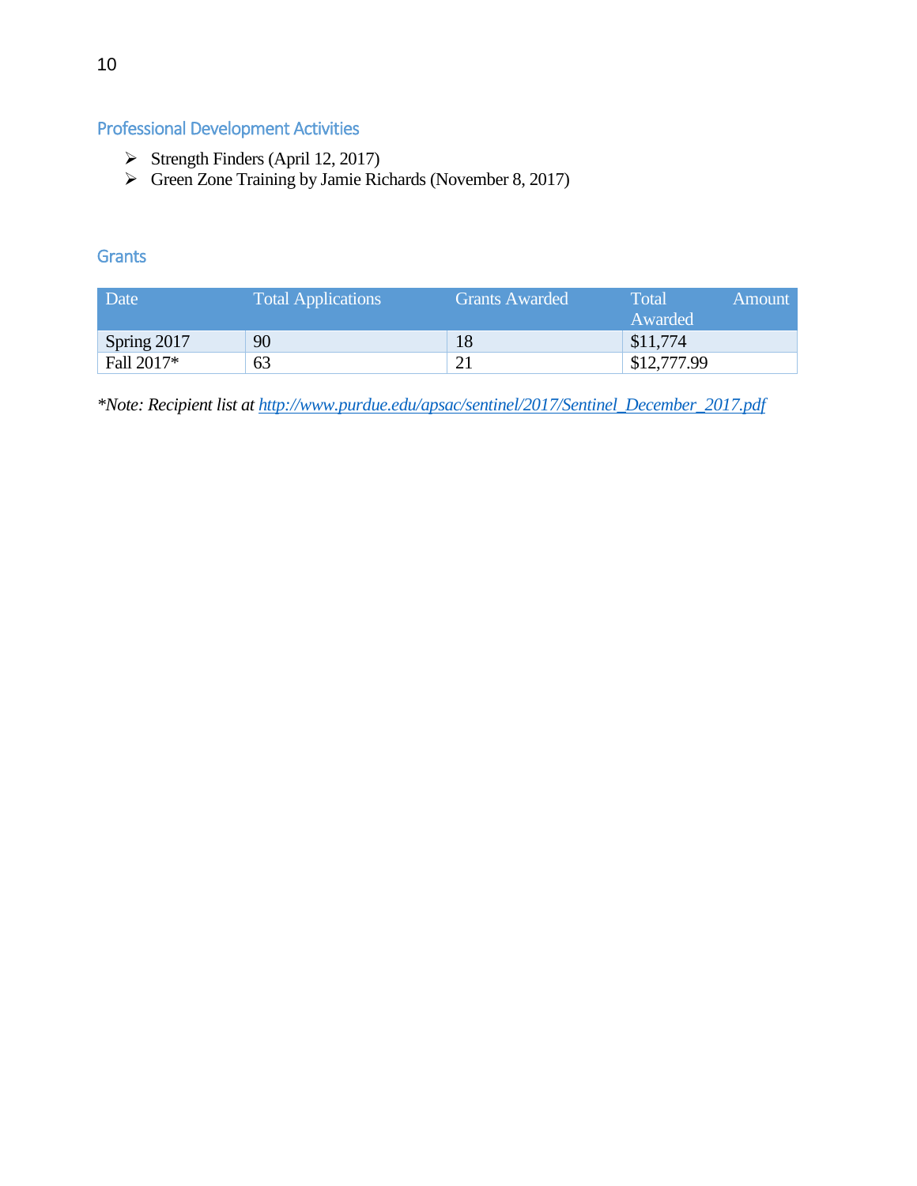## Professional Development Activities

- Strength Finders (April 12, 2017)
- Green Zone Training by Jamie Richards (November 8, 2017)

## Grants

| Date | Total Applications | Grants Awarded | Total Amount Awarded |
|---|---|---|---|
| Spring 2017 | 90 | 18 | $11,774 |
| Fall 2017* | 63 | 21 | $12,777.99 |

**Note: Recipient list at* *[http://www.purdue.edu/apsac/sentinel/2017/Sentinel_December_2017.pdf](http://www.purdue.edu/apsac/sentinel/2017/Sentinel_December_2017.pdf)*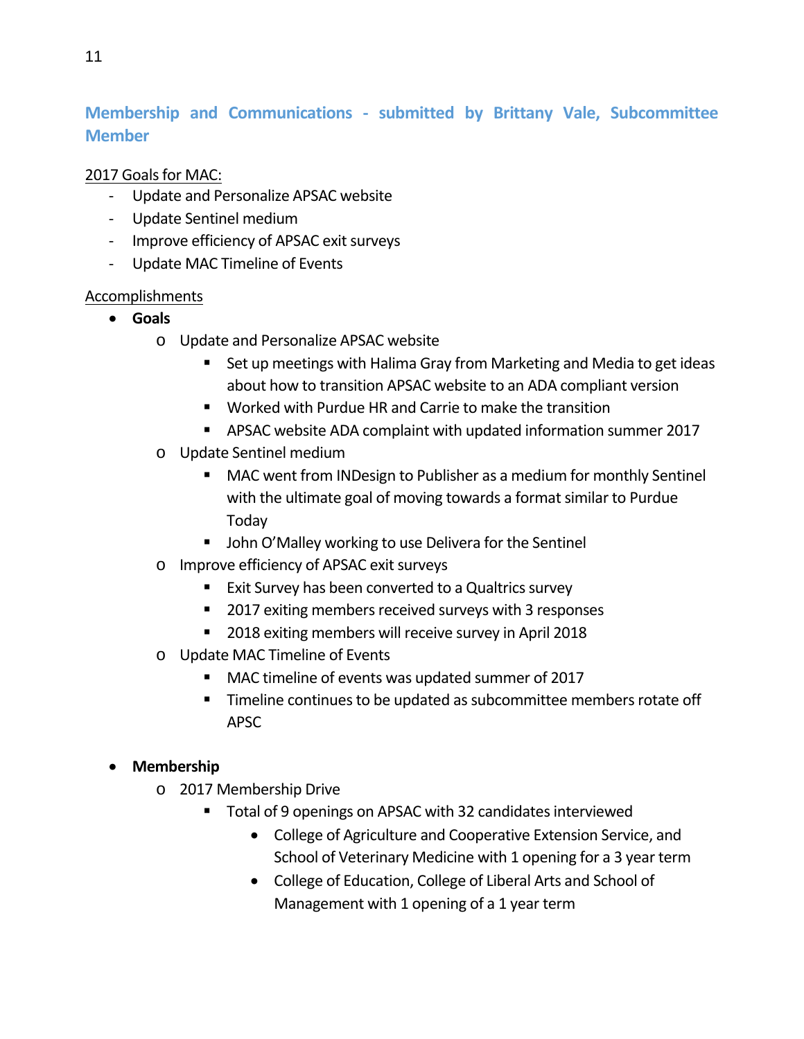## Membership and Communications - submitted by Brittany Vale, Subcommittee Member

<u>2017 Goals for MAC:</u>

- Update and Personalize APSAC website
- Update Sentinel medium
- Improve efficiency of APSAC exit surveys
- Update MAC Timeline of Events

<u>Accomplishments</u>

- **Goals**
  - Update and Personalize APSAC website
    - Set up meetings with Halima Gray from Marketing and Media to get ideas about how to transition APSAC website to an ADA compliant version
    - Worked with Purdue HR and Carrie to make the transition
    - APSAC website ADA complaint with updated information summer 2017
  - Update Sentinel medium
    - MAC went from INDesign to Publisher as a medium for monthly Sentinel with the ultimate goal of moving towards a format similar to Purdue Today
    - John O'Malley working to use Delivera for the Sentinel
  - Improve efficiency of APSAC exit surveys
    - Exit Survey has been converted to a Qualtrics survey
    - 2017 exiting members received surveys with 3 responses
    - 2018 exiting members will receive survey in April 2018
  - Update MAC Timeline of Events
    - MAC timeline of events was updated summer of 2017
    - Timeline continues to be updated as subcommittee members rotate off APSC

- **Membership**
  - 2017 Membership Drive
    - Total of 9 openings on APSAC with 32 candidates interviewed
      - College of Agriculture and Cooperative Extension Service, and School of Veterinary Medicine with 1 opening for a 3 year term
      - College of Education, College of Liberal Arts and School of Management with 1 opening of a 1 year term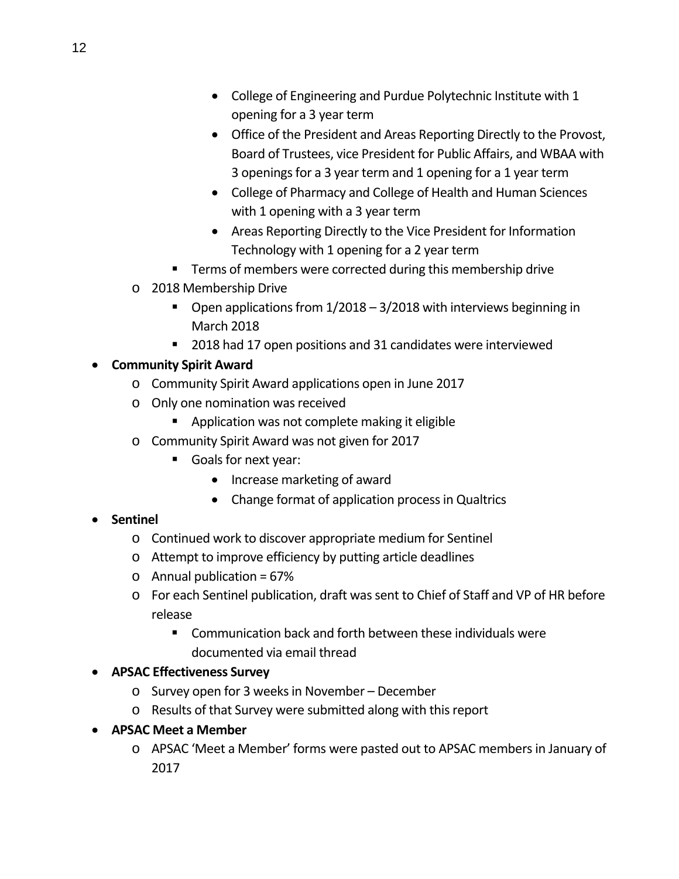- College of Engineering and Purdue Polytechnic Institute with 1 opening for a 3 year term
        - Office of the President and Areas Reporting Directly to the Provost, Board of Trustees, vice President for Public Affairs, and WBAA with 3 openings for a 3 year term and 1 opening for a 1 year term
        - College of Pharmacy and College of Health and Human Sciences with 1 opening with a 3 year term
        - Areas Reporting Directly to the Vice President for Information Technology with 1 opening for a 2 year term
      - Terms of members were corrected during this membership drive
  - 2018 Membership Drive
    - Open applications from 1/2018 – 3/2018 with interviews beginning in March 2018
    - 2018 had 17 open positions and 31 candidates were interviewed
- **Community Spirit Award**
  - Community Spirit Award applications open in June 2017
  - Only one nomination was received
    - Application was not complete making it eligible
  - Community Spirit Award was not given for 2017
    - Goals for next year:
      - Increase marketing of award
      - Change format of application process in Qualtrics
- **Sentinel**
  - Continued work to discover appropriate medium for Sentinel
  - Attempt to improve efficiency by putting article deadlines
  - Annual publication = 67%
  - For each Sentinel publication, draft was sent to Chief of Staff and VP of HR before release
    - Communication back and forth between these individuals were documented via email thread
- **APSAC Effectiveness Survey**
  - Survey open for 3 weeks in November – December
  - Results of that Survey were submitted along with this report
- **APSAC Meet a Member**
  - APSAC 'Meet a Member' forms were pasted out to APSAC members in January of 2017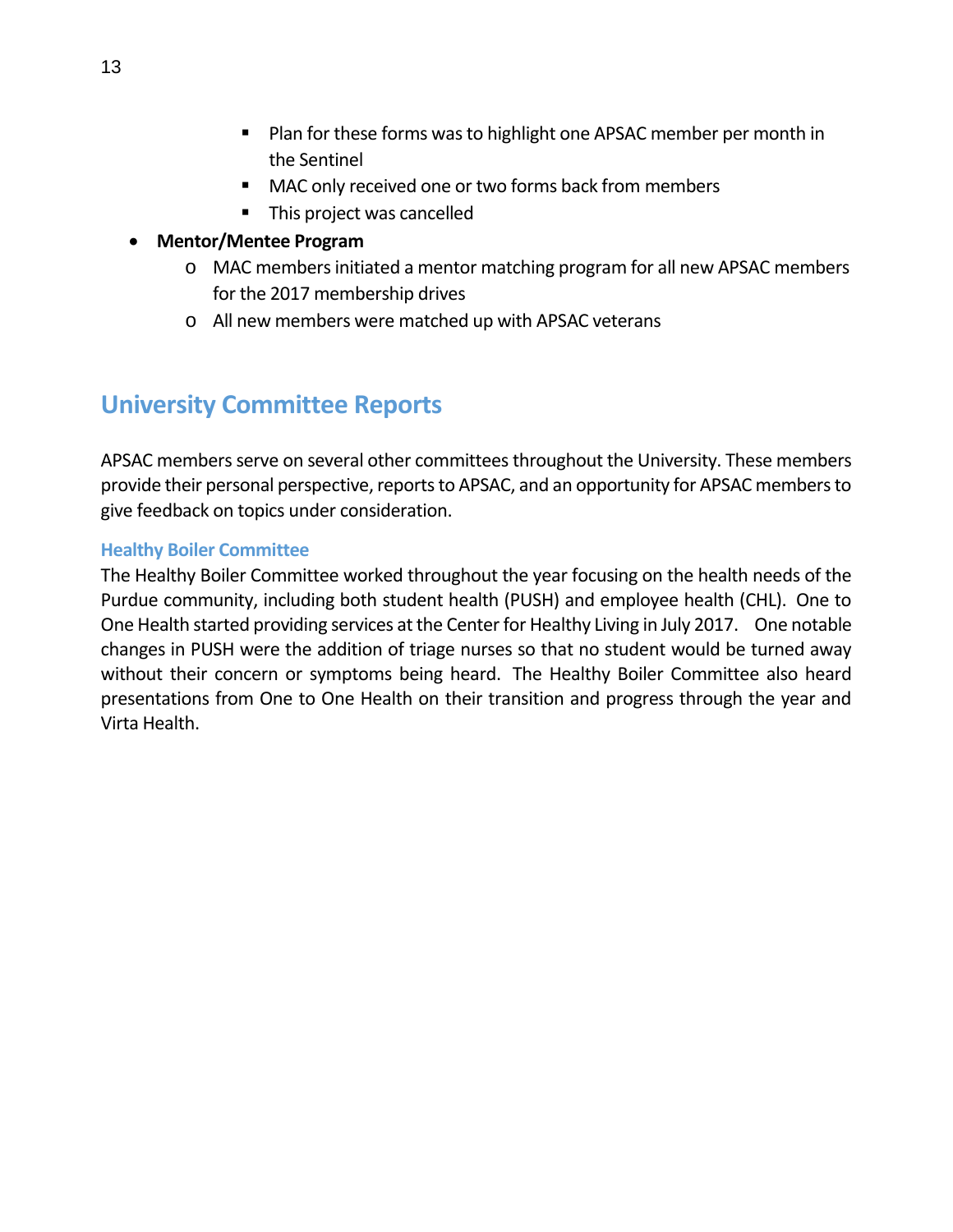- Plan for these forms was to highlight one APSAC member per month in the Sentinel
        - MAC only received one or two forms back from members
        - This project was cancelled
- **Mentor/Mentee Program**
    - MAC members initiated a mentor matching program for all new APSAC members for the 2017 membership drives
    - All new members were matched up with APSAC veterans

## University Committee Reports

APSAC members serve on several other committees throughout the University. These members provide their personal perspective, reports to APSAC, and an opportunity for APSAC members to give feedback on topics under consideration.

### Healthy Boiler Committee

The Healthy Boiler Committee worked throughout the year focusing on the health needs of the Purdue community, including both student health (PUSH) and employee health (CHL). One to One Health started providing services at the Center for Healthy Living in July 2017. One notable changes in PUSH were the addition of triage nurses so that no student would be turned away without their concern or symptoms being heard. The Healthy Boiler Committee also heard presentations from One to One Health on their transition and progress through the year and Virta Health.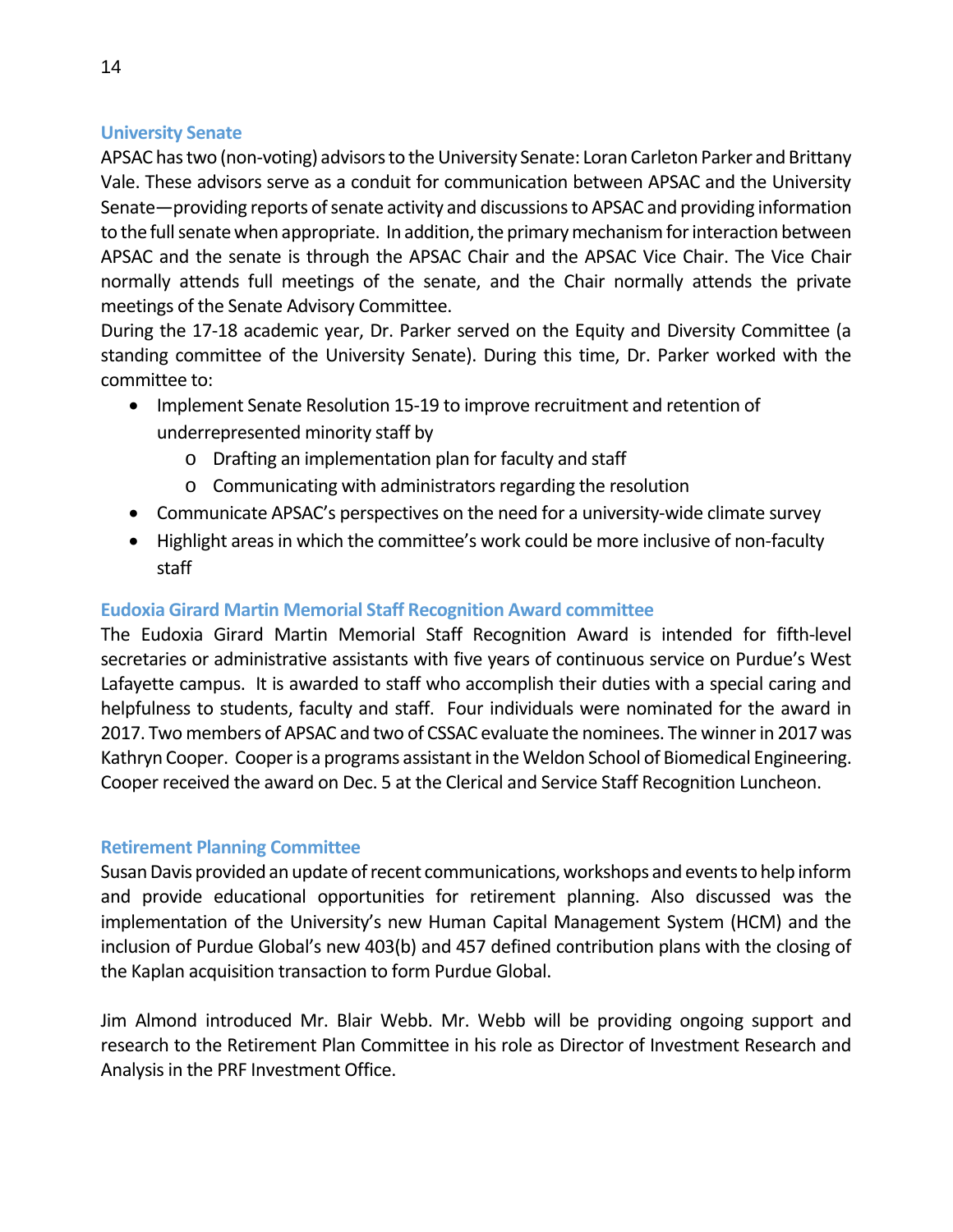### University Senate

APSAC has two (non-voting) advisors to the University Senate: Loran Carleton Parker and Brittany Vale. These advisors serve as a conduit for communication between APSAC and the University Senate—providing reports of senate activity and discussions to APSAC and providing information to the full senate when appropriate. In addition, the primary mechanism for interaction between APSAC and the senate is through the APSAC Chair and the APSAC Vice Chair. The Vice Chair normally attends full meetings of the senate, and the Chair normally attends the private meetings of the Senate Advisory Committee.

During the 17-18 academic year, Dr. Parker served on the Equity and Diversity Committee (a standing committee of the University Senate). During this time, Dr. Parker worked with the committee to:

- Implement Senate Resolution 15-19 to improve recruitment and retention of underrepresented minority staff by
  - Drafting an implementation plan for faculty and staff
  - Communicating with administrators regarding the resolution
- Communicate APSAC's perspectives on the need for a university-wide climate survey
- Highlight areas in which the committee's work could be more inclusive of non-faculty staff

### Eudoxia Girard Martin Memorial Staff Recognition Award committee

The Eudoxia Girard Martin Memorial Staff Recognition Award is intended for fifth-level secretaries or administrative assistants with five years of continuous service on Purdue's West Lafayette campus. It is awarded to staff who accomplish their duties with a special caring and helpfulness to students, faculty and staff. Four individuals were nominated for the award in 2017. Two members of APSAC and two of CSSAC evaluate the nominees. The winner in 2017 was Kathryn Cooper. Cooper is a programs assistant in the Weldon School of Biomedical Engineering. Cooper received the award on Dec. 5 at the Clerical and Service Staff Recognition Luncheon.

### Retirement Planning Committee

Susan Davis provided an update of recent communications, workshops and events to help inform and provide educational opportunities for retirement planning. Also discussed was the implementation of the University's new Human Capital Management System (HCM) and the inclusion of Purdue Global's new 403(b) and 457 defined contribution plans with the closing of the Kaplan acquisition transaction to form Purdue Global.

Jim Almond introduced Mr. Blair Webb. Mr. Webb will be providing ongoing support and research to the Retirement Plan Committee in his role as Director of Investment Research and Analysis in the PRF Investment Office.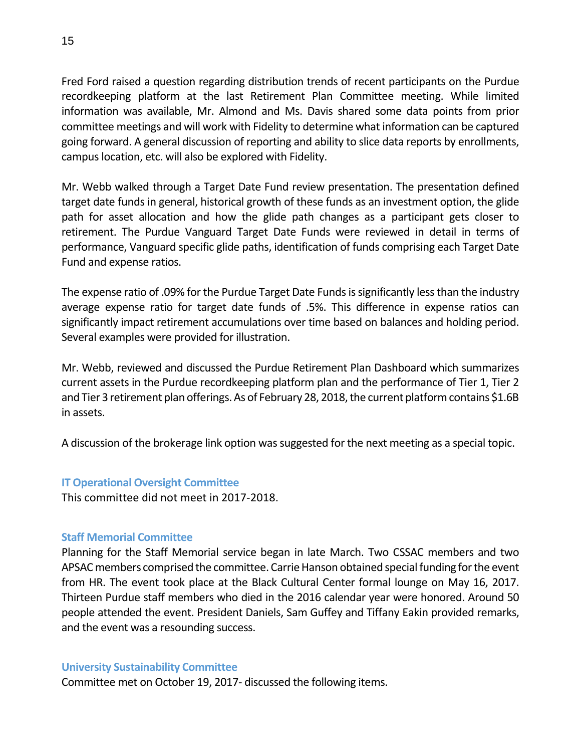Fred Ford raised a question regarding distribution trends of recent participants on the Purdue recordkeeping platform at the last Retirement Plan Committee meeting. While limited information was available, Mr. Almond and Ms. Davis shared some data points from prior committee meetings and will work with Fidelity to determine what information can be captured going forward. A general discussion of reporting and ability to slice data reports by enrollments, campus location, etc. will also be explored with Fidelity.

Mr. Webb walked through a Target Date Fund review presentation. The presentation defined target date funds in general, historical growth of these funds as an investment option, the glide path for asset allocation and how the glide path changes as a participant gets closer to retirement. The Purdue Vanguard Target Date Funds were reviewed in detail in terms of performance, Vanguard specific glide paths, identification of funds comprising each Target Date Fund and expense ratios.

The expense ratio of .09% for the Purdue Target Date Funds is significantly less than the industry average expense ratio for target date funds of .5%. This difference in expense ratios can significantly impact retirement accumulations over time based on balances and holding period. Several examples were provided for illustration.

Mr. Webb, reviewed and discussed the Purdue Retirement Plan Dashboard which summarizes current assets in the Purdue recordkeeping platform plan and the performance of Tier 1, Tier 2 and Tier 3 retirement plan offerings. As of February 28, 2018, the current platform contains $1.6B in assets.

A discussion of the brokerage link option was suggested for the next meeting as a special topic.

### IT Operational Oversight Committee

This committee did not meet in 2017-2018.

### Staff Memorial Committee

Planning for the Staff Memorial service began in late March. Two CSSAC members and two APSAC members comprised the committee. Carrie Hanson obtained special funding for the event from HR. The event took place at the Black Cultural Center formal lounge on May 16, 2017. Thirteen Purdue staff members who died in the 2016 calendar year were honored. Around 50 people attended the event. President Daniels, Sam Guffey and Tiffany Eakin provided remarks, and the event was a resounding success.

### University Sustainability Committee

Committee met on October 19, 2017- discussed the following items.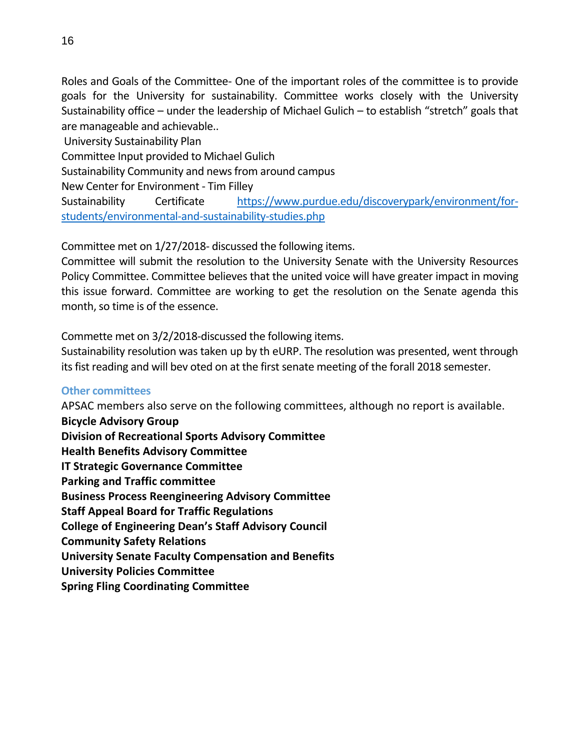Roles and Goals of the Committee- One of the important roles of the committee is to provide goals for the University for sustainability. Committee works closely with the University Sustainability office – under the leadership of Michael Gulich – to establish "stretch" goals that are manageable and achievable..

University Sustainability Plan

Committee Input provided to Michael Gulich

Sustainability Community and news from around campus

New Center for Environment - Tim Filley

Sustainability Certificate https://www.purdue.edu/discoverypark/environment/for-students/environmental-and-sustainability-studies.php

Committee met on 1/27/2018- discussed the following items.

Committee will submit the resolution to the University Senate with the University Resources Policy Committee. Committee believes that the united voice will have greater impact in moving this issue forward. Committee are working to get the resolution on the Senate agenda this month, so time is of the essence.

Commette met on 3/2/2018-discussed the following items.

Sustainability resolution was taken up by th eURP. The resolution was presented, went through its fist reading and will bev oted on at the first senate meeting of the forall 2018 semester.

### Other committees

APSAC members also serve on the following committees, although no report is available.

**Bicycle Advisory Group**

**Division of Recreational Sports Advisory Committee**

**Health Benefits Advisory Committee**

**IT Strategic Governance Committee**

**Parking and Traffic committee**

**Business Process Reengineering Advisory Committee**

**Staff Appeal Board for Traffic Regulations**

**College of Engineering Dean's Staff Advisory Council**

**Community Safety Relations**

**University Senate Faculty Compensation and Benefits**

**University Policies Committee**

**Spring Fling Coordinating Committee**